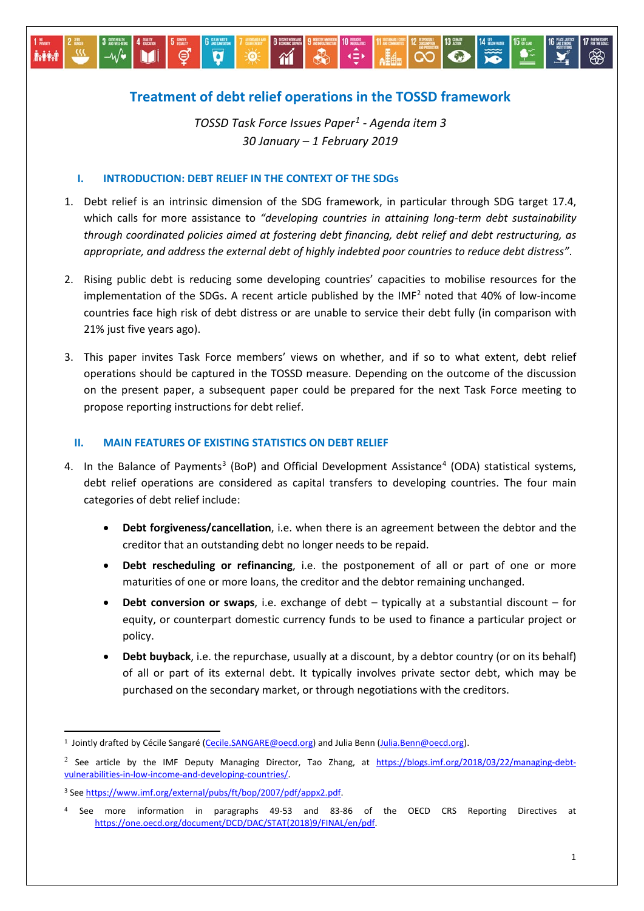# Treatment of debt relief operations in the TOSSD framework

*TOSSD Task Force Issues Paper[1] - Agenda item 3*
*30 January – 1 February 2019*

## I. INTRODUCTION: DEBT RELIEF IN THE CONTEXT OF THE SDGs

1. Debt relief is an intrinsic dimension of the SDG framework, in particular through SDG target 17.4, which calls for more assistance to *"developing countries in attaining long-term debt sustainability through coordinated policies aimed at fostering debt financing, debt relief and debt restructuring, as appropriate, and address the external debt of highly indebted poor countries to reduce debt distress"*.

2. Rising public debt is reducing some developing countries' capacities to mobilise resources for the implementation of the SDGs. A recent article published by the IMF[2] noted that 40% of low-income countries face high risk of debt distress or are unable to service their debt fully (in comparison with 21% just five years ago).

3. This paper invites Task Force members' views on whether, and if so to what extent, debt relief operations should be captured in the TOSSD measure. Depending on the outcome of the discussion on the present paper, a subsequent paper could be prepared for the next Task Force meeting to propose reporting instructions for debt relief.

## II. MAIN FEATURES OF EXISTING STATISTICS ON DEBT RELIEF

4. In the Balance of Payments[3] (BoP) and Official Development Assistance[4] (ODA) statistical systems, debt relief operations are considered as capital transfers to developing countries. The four main categories of debt relief include:

   - **Debt forgiveness/cancellation**, i.e. when there is an agreement between the debtor and the creditor that an outstanding debt no longer needs to be repaid.
   - **Debt rescheduling or refinancing**, i.e. the postponement of all or part of one or more maturities of one or more loans, the creditor and the debtor remaining unchanged.
   - **Debt conversion or swaps**, i.e. exchange of debt – typically at a substantial discount – for equity, or counterpart domestic currency funds to be used to finance a particular project or policy.
   - **Debt buyback**, i.e. the repurchase, usually at a discount, by a debtor country (or on its behalf) of all or part of its external debt. It typically involves private sector debt, which may be purchased on the secondary market, or through negotiations with the creditors.

---

[1] Jointly drafted by Cécile Sangaré (Cecile.SANGARE@oecd.org) and Julia Benn (Julia.Benn@oecd.org).

[2] See article by the IMF Deputy Managing Director, Tao Zhang, at https://blogs.imf.org/2018/03/22/managing-debt-vulnerabilities-in-low-income-and-developing-countries/.

[3] See https://www.imf.org/external/pubs/ft/bop/2007/pdf/appx2.pdf.

[4] See more information in paragraphs 49-53 and 83-86 of the OECD CRS Reporting Directives at https://one.oecd.org/document/DCD/DAC/STAT(2018)9/FINAL/en/pdf.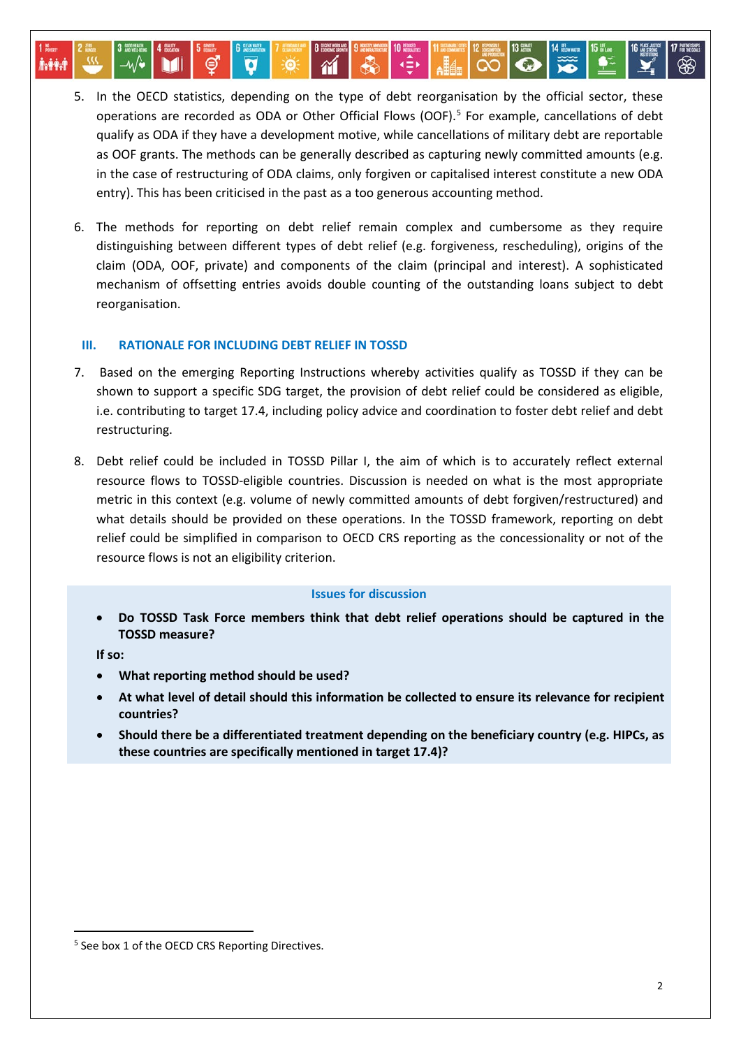5. In the OECD statistics, depending on the type of debt reorganisation by the official sector, these operations are recorded as ODA or Other Official Flows (OOF).[5] For example, cancellations of debt qualify as ODA if they have a development motive, while cancellations of military debt are reportable as OOF grants. The methods can be generally described as capturing newly committed amounts (e.g. in the case of restructuring of ODA claims, only forgiven or capitalised interest constitute a new ODA entry). This has been criticised in the past as a too generous accounting method.

6. The methods for reporting on debt relief remain complex and cumbersome as they require distinguishing between different types of debt relief (e.g. forgiveness, rescheduling), origins of the claim (ODA, OOF, private) and components of the claim (principal and interest). A sophisticated mechanism of offsetting entries avoids double counting of the outstanding loans subject to debt reorganisation.

## III. RATIONALE FOR INCLUDING DEBT RELIEF IN TOSSD

7. Based on the emerging Reporting Instructions whereby activities qualify as TOSSD if they can be shown to support a specific SDG target, the provision of debt relief could be considered as eligible, i.e. contributing to target 17.4, including policy advice and coordination to foster debt relief and debt restructuring.

8. Debt relief could be included in TOSSD Pillar I, the aim of which is to accurately reflect external resource flows to TOSSD-eligible countries. Discussion is needed on what is the most appropriate metric in this context (e.g. volume of newly committed amounts of debt forgiven/restructured) and what details should be provided on these operations. In the TOSSD framework, reporting on debt relief could be simplified in comparison to OECD CRS reporting as the concessionality or not of the resource flows is not an eligibility criterion.

### Issues for discussion

- **Do TOSSD Task Force members think that debt relief operations should be captured in the TOSSD measure?**

**If so:**

- **What reporting method should be used?**
- **At what level of detail should this information be collected to ensure its relevance for recipient countries?**
- **Should there be a differentiated treatment depending on the beneficiary country (e.g. HIPCs, as these countries are specifically mentioned in target 17.4)?**

[5] See box 1 of the OECD CRS Reporting Directives.